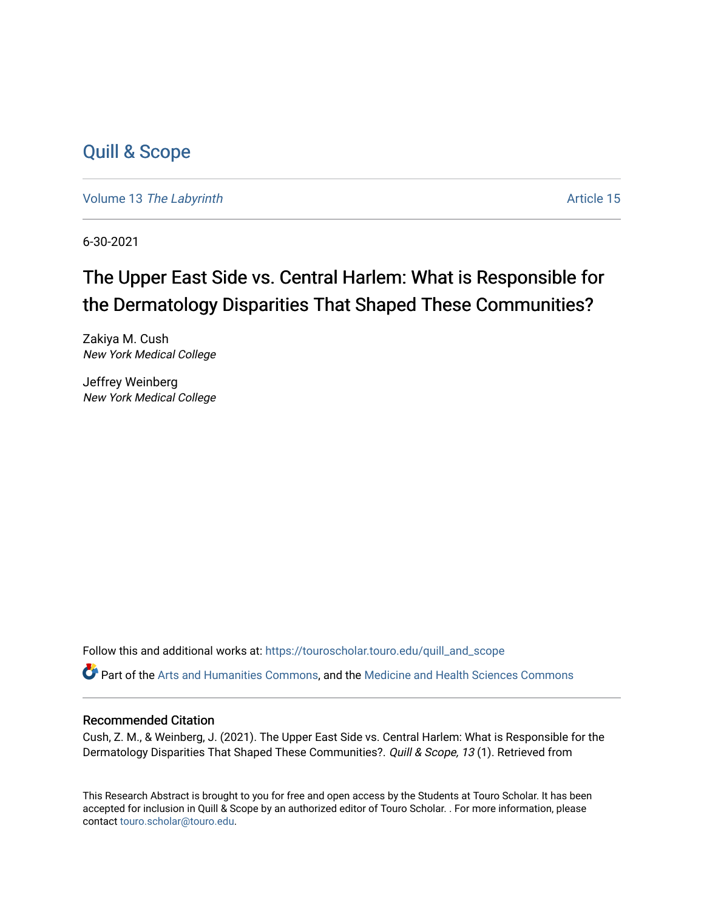# Quill & Scope

Volume 13 *The Labyrinth* Article 15

6-30-2021

## The Upper East Side vs. Central Harlem: What is Responsible for the Dermatology Disparities That Shaped These Communities?

Zakiya M. Cush
*New York Medical College*

Jeffrey Weinberg
*New York Medical College*

Follow this and additional works at: https://touroscholar.touro.edu/quill_and_scope

Part of the Arts and Humanities Commons, and the Medicine and Health Sciences Commons

### Recommended Citation

Cush, Z. M., & Weinberg, J. (2021). The Upper East Side vs. Central Harlem: What is Responsible for the Dermatology Disparities That Shaped These Communities?. *Quill & Scope, 13* (1). Retrieved from

This Research Abstract is brought to you for free and open access by the Students at Touro Scholar. It has been accepted for inclusion in Quill & Scope by an authorized editor of Touro Scholar. . For more information, please contact touro.scholar@touro.edu.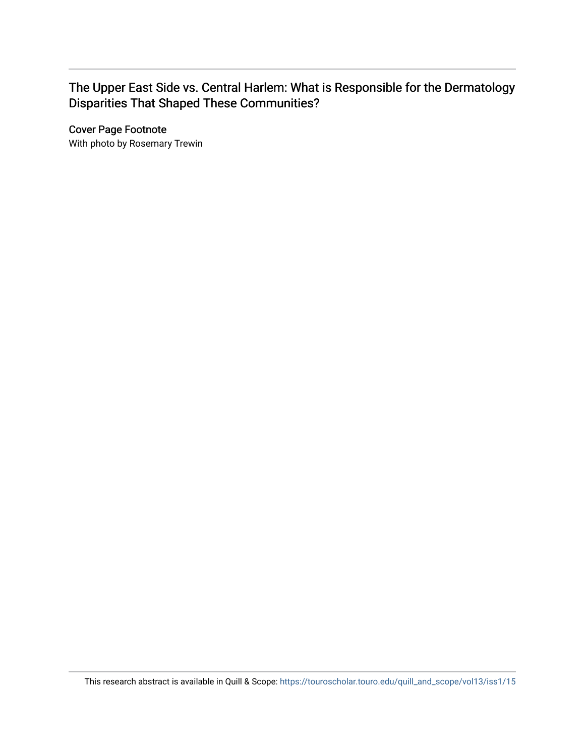The Upper East Side vs. Central Harlem: What is Responsible for the Dermatology Disparities That Shaped These Communities?

## Cover Page Footnote

With photo by Rosemary Trewin

This research abstract is available in Quill & Scope: https://touroscholar.touro.edu/quill_and_scope/vol13/iss1/15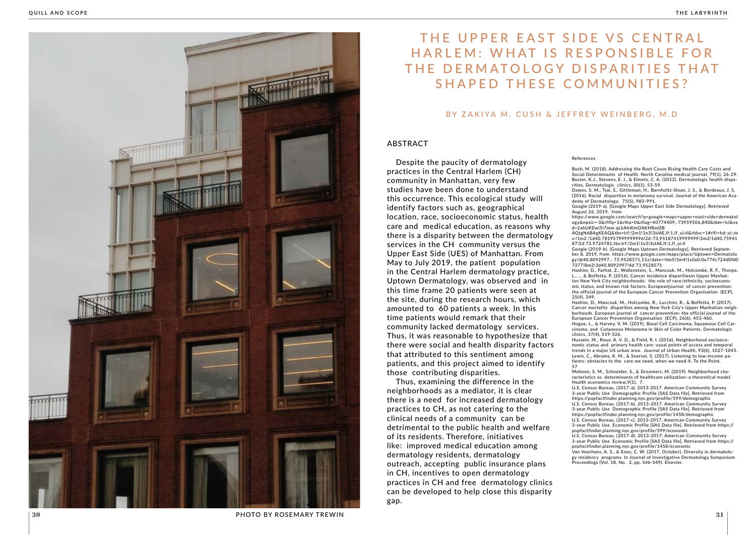# THE UPPER EAST SIDE VS CENTRAL HARLEM: WHAT IS RESPONSIBLE FOR THE DERMATOLOGY DISPARITIES THAT SHAPED THESE COMMUNITIES?

### BY ZAKIYA M. CUSH & JEFFREY WEINBERG, M.D

PHOTO BY ROSEMARY TREWIN

## ABSTRACT

Despite the paucity of dermatology practices in the Central Harlem (CH) community in Manhattan, very few studies have been done to understand this occurrence. This ecological study will identify factors such as, geographical location, race, socioeconomic status, health care and medical education, as reasons why there is a disparity between the dermatology services in the CH community versus the Upper East Side (UES) of Manhattan. From May to July 2019, the patient population in the Central Harlem dermatology practice, Uptown Dermatology, was observed and in this time frame 20 patients were seen at the site, during the research hours, which amounted to 60 patients a week. In this time patients would remark that their community lacked dermatology services. Thus, it was reasonable to hypothesize that there were social and health disparity factors that attributed to this sentiment among patients, and this project aimed to identify those contributing disparities.

Thus, examining the difference in the neighborhoods as a mediator, it is clear there is a need for increased dermatology practices to CH, as not catering to the clinical needs of a community can be detrimental to the public health and welfare of its residents. Therefore, initiatives like: improved medical education among dermatology residents, dermatology outreach, accepting public insurance plans in CH, incentives to open dermatology practices in CH and free dermatology clinics can be developed to help close this disparity gap.

References

Bush, M. (2018). Addressing the Root Cause Rising Health Care Costs and Social Determinants of Health. North Carolina medical journal, 79(1), 26-29.

Buster, K.J., Stevens, E. I., & Elmets, C. A. (2012). Dermatologic health disparities. Dermatologic clinics, 30(1), 53-59.

Dawes, S. M., Tsai, S., Gittleman, H., Barnholtz-Sloan, J. S., & Bordeaux, J. S. (2016). Racial disparities in melanoma survival. Journal of the American Academy of Dermatology, 75(5), 983-991.

Google (2019-a). [Google Maps Upper East Side Dermatology]. Retrieved August 26, 2019, from https://www.google.com/search?q=google+maps+upper+east+side+dermatology&npsic= 0&rflfq=1&rlha=0&rllag=40774409,-73959506,840&tbm=lcl&ved=2ahUKEwi5i7mm qLkAhXlmOAKHRmDB AQtgN6BAgKEAQ&tbs=lrf:!2m1!1e3!3sIAE,lf:1,lf_ui:4&rldoc=1#rlfi=hd:;si:;mv:!1m2 !1d40.781957999999996!2d-73.9518741999999!2m2!1d40.7594187!2d 73.9724781;tbs:lrf:!2m1!1e3!3sIAE,lf:1,lf_ui:4

Google (2019-b). [Google Maps Uptown Dermatology]. Retrieved September 8, 2019, from https://www.google.com/maps/place/Uptown+Dermatology/@40.8092997,- 73.9528571,15z/data=!4m5!3m4!1s0x0:0x774c724d0fd07377!8m2!3d40.8092997!4d 73.9528571

Hashim, D., Farhat, Z., Wallenstein, S., Manczuk, M., Holcombe, R. F., Thorpe, L., ... & Boffetta, P. (2016). Cancer incidence disparitiesin Upper Manhattan New York City neighborhoods: the role of race/ethnicity, socioeconomic status, and known risk factors. Europeanjournal of cancer prevention: the official journal of the European Cancer Prevention Organisation (ECP), 25(4), 349.

Hashim, D., Manczuk, M., Holcombe, R., Lucchini, R., & Boffetta, P. (2017). Cancer mortality disparities among New York City's Upper Manhattan neighborhoods. European journal of cancer prevention: the official journal of the European Cancer Prevention Organisation (ECP), 26(6), 453-460.

Hogue, L., & Harvey, V. M. (2019). Basal Cell Carcinoma, Squamous Cell Carcinoma, and Cutaneous Melanoma in Skin of Color Patients. Dermatologic clinics, 37(4), 519-526.

Hussein, M., Roux, A. V. D., & Field, R. I. (2016). Neighborhood socioeconomic status and primary health care: usual points of access and temporal trends in a major US urban area. Journal of Urban Health, 93(6), 1027-1045.

Lewis, C., Abrams, K. M., & Seervai, S. (2017). Listening to low-income patients: obstacles to the care we need, when we need it. To the Point. 57

Mohnen, S. M., Schneider, S., & Droomers, M. (2019). Neighborhood characteristics as determinants of healthcare utilization–a theoretical model. Health economics review,9(1), 7.

U.S. Census Bureau. (2017-a). 2013-2017. American Community Survey 3-year Public Use Demographic Profile [SAS Data file]. Retrieved from https://popfactfinder.planning.nyc.gov/profile/599/demographic

U.S. Census Bureau. (2017-b). 2013-2017. American Community Survey 3-year Public Use Demographic Profile [SAS Data file]. Retrieved from https://popfactfinder.planning.nyc.gov/profile/1458/demographic

U.S. Census Bureau. (2017-c). 2013-2017. American Community Survey 3-year Public Use Economic Profile [SAS Data file]. Retrieved from https://popfactfinder.planning.nyc.gov/profile/599/economic

U.S. Census Bureau. (2017-d). 2013-2017. American Community Survey 3-year Public Use Economic Profile [SAS Data file]. Retrieved from https://popfactfinder.planning.nyc.gov/profile/1458/economic

Van Voorhees, A. S., & Enos, C. W. (2017, October). Diversity in dermatology residency programs. In Journal of Investigative Dermatology Symposium Proceedings (Vol. 18, No. 2, pp. S46-S49). Elsevier.